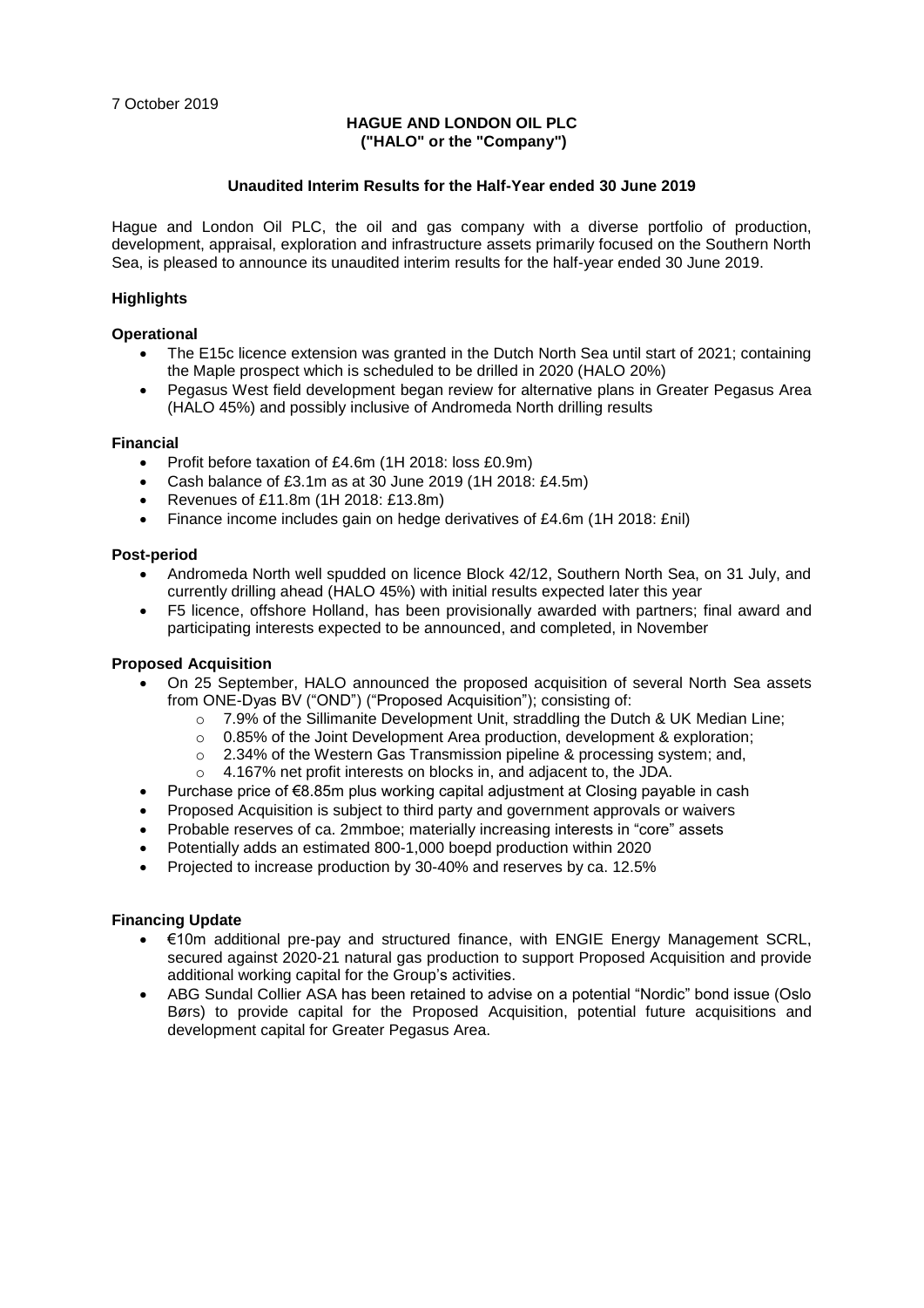7 October 2019

**HAGUE AND LONDON OIL PLC**
**("HALO" or the "Company")**

**Unaudited Interim Results for the Half-Year ended 30 June 2019**

Hague and London Oil PLC, the oil and gas company with a diverse portfolio of production, development, appraisal, exploration and infrastructure assets primarily focused on the Southern North Sea, is pleased to announce its unaudited interim results for the half-year ended 30 June 2019.

## Highlights

### Operational

- The E15c licence extension was granted in the Dutch North Sea until start of 2021; containing the Maple prospect which is scheduled to be drilled in 2020 (HALO 20%)
- Pegasus West field development began review for alternative plans in Greater Pegasus Area (HALO 45%) and possibly inclusive of Andromeda North drilling results

### Financial

- Profit before taxation of £4.6m (1H 2018: loss £0.9m)
- Cash balance of £3.1m as at 30 June 2019 (1H 2018: £4.5m)
- Revenues of £11.8m (1H 2018: £13.8m)
- Finance income includes gain on hedge derivatives of £4.6m (1H 2018: £nil)

### Post-period

- Andromeda North well spudded on licence Block 42/12, Southern North Sea, on 31 July, and currently drilling ahead (HALO 45%) with initial results expected later this year
- F5 licence, offshore Holland, has been provisionally awarded with partners; final award and participating interests expected to be announced, and completed, in November

### Proposed Acquisition

- On 25 September, HALO announced the proposed acquisition of several North Sea assets from ONE-Dyas BV ("OND") ("Proposed Acquisition"); consisting of:
  - 7.9% of the Sillimanite Development Unit, straddling the Dutch & UK Median Line;
  - 0.85% of the Joint Development Area production, development & exploration;
  - 2.34% of the Western Gas Transmission pipeline & processing system; and,
  - 4.167% net profit interests on blocks in, and adjacent to, the JDA.
- Purchase price of €8.85m plus working capital adjustment at Closing payable in cash
- Proposed Acquisition is subject to third party and government approvals or waivers
- Probable reserves of ca. 2mmboe; materially increasing interests in "core" assets
- Potentially adds an estimated 800-1,000 boepd production within 2020
- Projected to increase production by 30-40% and reserves by ca. 12.5%

### Financing Update

- €10m additional pre-pay and structured finance, with ENGIE Energy Management SCRL, secured against 2020-21 natural gas production to support Proposed Acquisition and provide additional working capital for the Group's activities.
- ABG Sundal Collier ASA has been retained to advise on a potential "Nordic" bond issue (Oslo Børs) to provide capital for the Proposed Acquisition, potential future acquisitions and development capital for Greater Pegasus Area.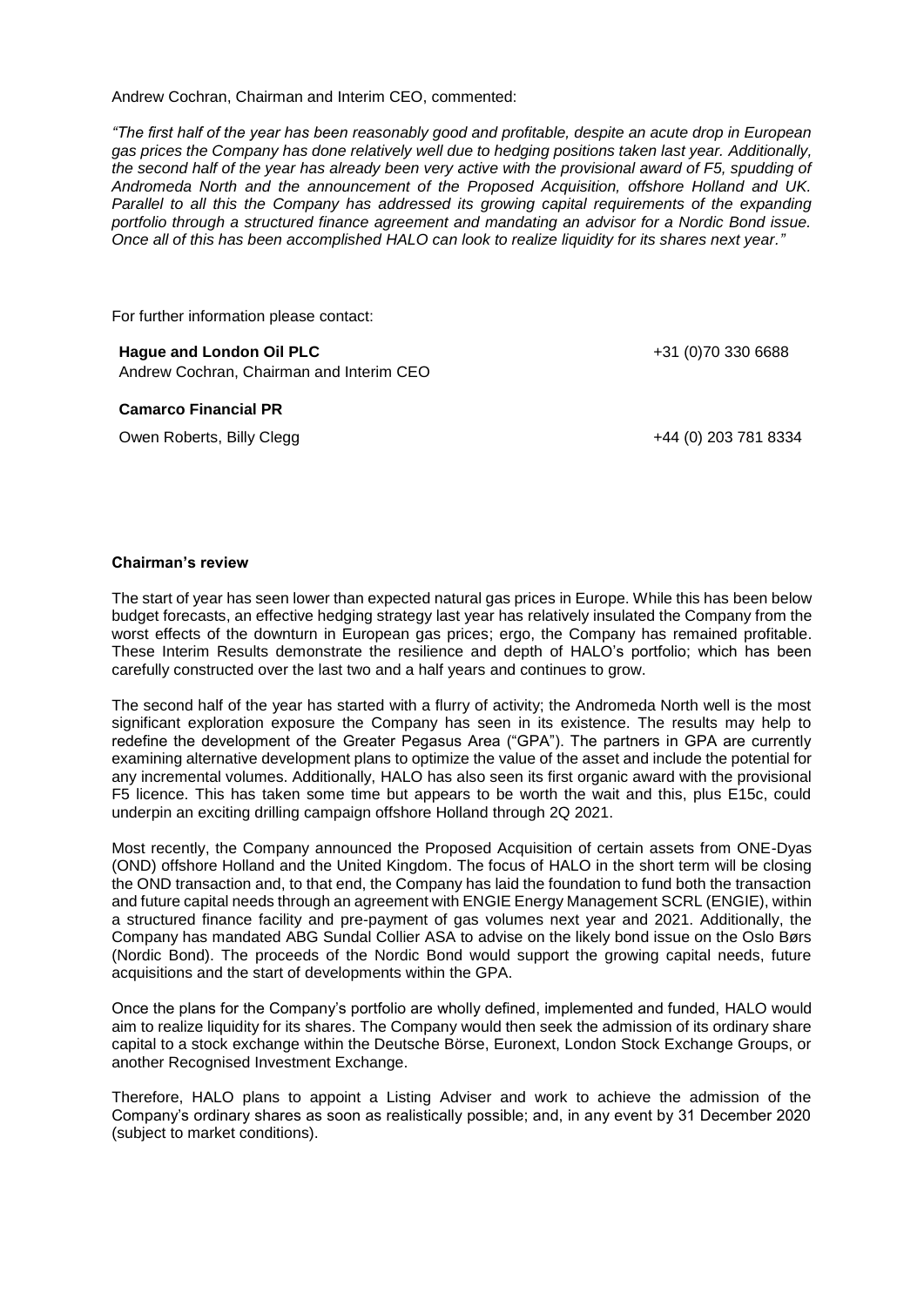Andrew Cochran, Chairman and Interim CEO, commented:

*"The first half of the year has been reasonably good and profitable, despite an acute drop in European gas prices the Company has done relatively well due to hedging positions taken last year. Additionally, the second half of the year has already been very active with the provisional award of F5, spudding of Andromeda North and the announcement of the Proposed Acquisition, offshore Holland and UK. Parallel to all this the Company has addressed its growing capital requirements of the expanding portfolio through a structured finance agreement and mandating an advisor for a Nordic Bond issue. Once all of this has been accomplished HALO can look to realize liquidity for its shares next year."*

For further information please contact:

| | |
|---|---|
| **Hague and London Oil PLC**<br>Andrew Cochran, Chairman and Interim CEO | +31 (0)70 330 6688 |
| **Camarco Financial PR**<br>Owen Roberts, Billy Clegg | +44 (0) 203 781 8334 |

**Chairman's review**

The start of year has seen lower than expected natural gas prices in Europe. While this has been below budget forecasts, an effective hedging strategy last year has relatively insulated the Company from the worst effects of the downturn in European gas prices; ergo, the Company has remained profitable. These Interim Results demonstrate the resilience and depth of HALO's portfolio; which has been carefully constructed over the last two and a half years and continues to grow.

The second half of the year has started with a flurry of activity; the Andromeda North well is the most significant exploration exposure the Company has seen in its existence. The results may help to redefine the development of the Greater Pegasus Area ("GPA"). The partners in GPA are currently examining alternative development plans to optimize the value of the asset and include the potential for any incremental volumes. Additionally, HALO has also seen its first organic award with the provisional F5 licence. This has taken some time but appears to be worth the wait and this, plus E15c, could underpin an exciting drilling campaign offshore Holland through 2Q 2021.

Most recently, the Company announced the Proposed Acquisition of certain assets from ONE-Dyas (OND) offshore Holland and the United Kingdom. The focus of HALO in the short term will be closing the OND transaction and, to that end, the Company has laid the foundation to fund both the transaction and future capital needs through an agreement with ENGIE Energy Management SCRL (ENGIE), within a structured finance facility and pre-payment of gas volumes next year and 2021. Additionally, the Company has mandated ABG Sundal Collier ASA to advise on the likely bond issue on the Oslo Børs (Nordic Bond). The proceeds of the Nordic Bond would support the growing capital needs, future acquisitions and the start of developments within the GPA.

Once the plans for the Company's portfolio are wholly defined, implemented and funded, HALO would aim to realize liquidity for its shares. The Company would then seek the admission of its ordinary share capital to a stock exchange within the Deutsche Börse, Euronext, London Stock Exchange Groups, or another Recognised Investment Exchange.

Therefore, HALO plans to appoint a Listing Adviser and work to achieve the admission of the Company's ordinary shares as soon as realistically possible; and, in any event by 31 December 2020 (subject to market conditions).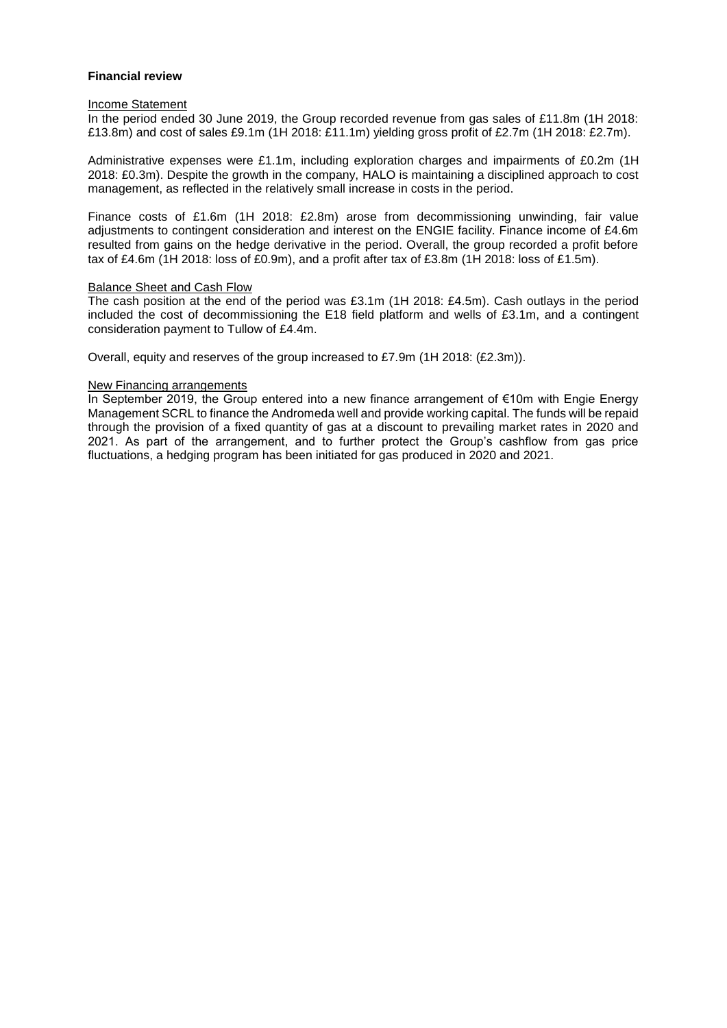**Financial review**

Income Statement

In the period ended 30 June 2019, the Group recorded revenue from gas sales of £11.8m (1H 2018: £13.8m) and cost of sales £9.1m (1H 2018: £11.1m) yielding gross profit of £2.7m (1H 2018: £2.7m).

Administrative expenses were £1.1m, including exploration charges and impairments of £0.2m (1H 2018: £0.3m). Despite the growth in the company, HALO is maintaining a disciplined approach to cost management, as reflected in the relatively small increase in costs in the period.

Finance costs of £1.6m (1H 2018: £2.8m) arose from decommissioning unwinding, fair value adjustments to contingent consideration and interest on the ENGIE facility. Finance income of £4.6m resulted from gains on the hedge derivative in the period. Overall, the group recorded a profit before tax of £4.6m (1H 2018: loss of £0.9m), and a profit after tax of £3.8m (1H 2018: loss of £1.5m).

Balance Sheet and Cash Flow

The cash position at the end of the period was £3.1m (1H 2018: £4.5m). Cash outlays in the period included the cost of decommissioning the E18 field platform and wells of £3.1m, and a contingent consideration payment to Tullow of £4.4m.

Overall, equity and reserves of the group increased to £7.9m (1H 2018: (£2.3m)).

New Financing arrangements

In September 2019, the Group entered into a new finance arrangement of €10m with Engie Energy Management SCRL to finance the Andromeda well and provide working capital. The funds will be repaid through the provision of a fixed quantity of gas at a discount to prevailing market rates in 2020 and 2021. As part of the arrangement, and to further protect the Group's cashflow from gas price fluctuations, a hedging program has been initiated for gas produced in 2020 and 2021.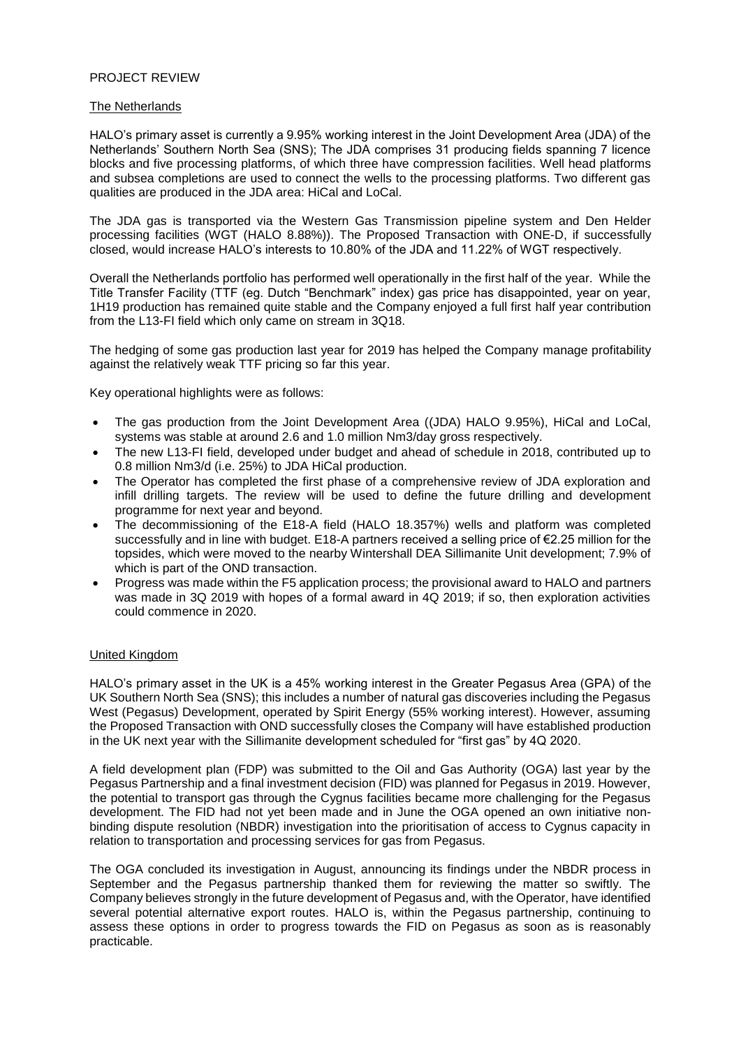# PROJECT REVIEW

## The Netherlands

HALO's primary asset is currently a 9.95% working interest in the Joint Development Area (JDA) of the Netherlands' Southern North Sea (SNS); The JDA comprises 31 producing fields spanning 7 licence blocks and five processing platforms, of which three have compression facilities. Well head platforms and subsea completions are used to connect the wells to the processing platforms. Two different gas qualities are produced in the JDA area: HiCal and LoCal.

The JDA gas is transported via the Western Gas Transmission pipeline system and Den Helder processing facilities (WGT (HALO 8.88%)). The Proposed Transaction with ONE-D, if successfully closed, would increase HALO's interests to 10.80% of the JDA and 11.22% of WGT respectively.

Overall the Netherlands portfolio has performed well operationally in the first half of the year. While the Title Transfer Facility (TTF (eg. Dutch "Benchmark" index) gas price has disappointed, year on year, 1H19 production has remained quite stable and the Company enjoyed a full first half year contribution from the L13-FI field which only came on stream in 3Q18.

The hedging of some gas production last year for 2019 has helped the Company manage profitability against the relatively weak TTF pricing so far this year.

Key operational highlights were as follows:

- The gas production from the Joint Development Area ((JDA) HALO 9.95%), HiCal and LoCal, systems was stable at around 2.6 and 1.0 million Nm3/day gross respectively.
- The new L13-FI field, developed under budget and ahead of schedule in 2018, contributed up to 0.8 million Nm3/d (i.e. 25%) to JDA HiCal production.
- The Operator has completed the first phase of a comprehensive review of JDA exploration and infill drilling targets. The review will be used to define the future drilling and development programme for next year and beyond.
- The decommissioning of the E18-A field (HALO 18.357%) wells and platform was completed successfully and in line with budget. E18-A partners received a selling price of €2.25 million for the topsides, which were moved to the nearby Wintershall DEA Sillimanite Unit development; 7.9% of which is part of the OND transaction.
- Progress was made within the F5 application process; the provisional award to HALO and partners was made in 3Q 2019 with hopes of a formal award in 4Q 2019; if so, then exploration activities could commence in 2020.

## United Kingdom

HALO's primary asset in the UK is a 45% working interest in the Greater Pegasus Area (GPA) of the UK Southern North Sea (SNS); this includes a number of natural gas discoveries including the Pegasus West (Pegasus) Development, operated by Spirit Energy (55% working interest). However, assuming the Proposed Transaction with OND successfully closes the Company will have established production in the UK next year with the Sillimanite development scheduled for "first gas" by 4Q 2020.

A field development plan (FDP) was submitted to the Oil and Gas Authority (OGA) last year by the Pegasus Partnership and a final investment decision (FID) was planned for Pegasus in 2019. However, the potential to transport gas through the Cygnus facilities became more challenging for the Pegasus development. The FID had not yet been made and in June the OGA opened an own initiative non-binding dispute resolution (NBDR) investigation into the prioritisation of access to Cygnus capacity in relation to transportation and processing services for gas from Pegasus.

The OGA concluded its investigation in August, announcing its findings under the NBDR process in September and the Pegasus partnership thanked them for reviewing the matter so swiftly. The Company believes strongly in the future development of Pegasus and, with the Operator, have identified several potential alternative export routes. HALO is, within the Pegasus partnership, continuing to assess these options in order to progress towards the FID on Pegasus as soon as is reasonably practicable.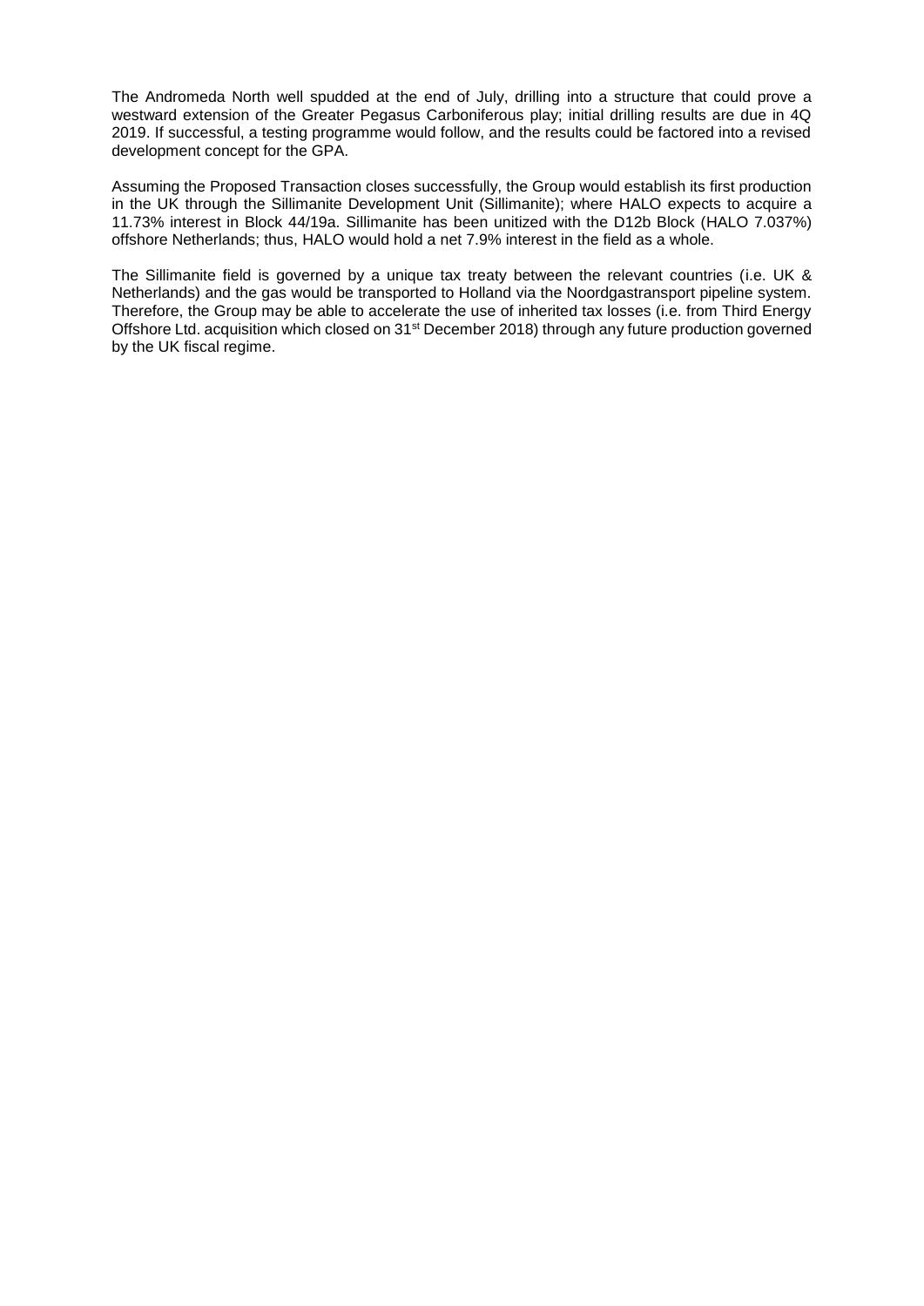The Andromeda North well spudded at the end of July, drilling into a structure that could prove a westward extension of the Greater Pegasus Carboniferous play; initial drilling results are due in 4Q 2019. If successful, a testing programme would follow, and the results could be factored into a revised development concept for the GPA.

Assuming the Proposed Transaction closes successfully, the Group would establish its first production in the UK through the Sillimanite Development Unit (Sillimanite); where HALO expects to acquire a 11.73% interest in Block 44/19a. Sillimanite has been unitized with the D12b Block (HALO 7.037%) offshore Netherlands; thus, HALO would hold a net 7.9% interest in the field as a whole.

The Sillimanite field is governed by a unique tax treaty between the relevant countries (i.e. UK & Netherlands) and the gas would be transported to Holland via the Noordgastransport pipeline system. Therefore, the Group may be able to accelerate the use of inherited tax losses (i.e. from Third Energy Offshore Ltd. acquisition which closed on 31st December 2018) through any future production governed by the UK fiscal regime.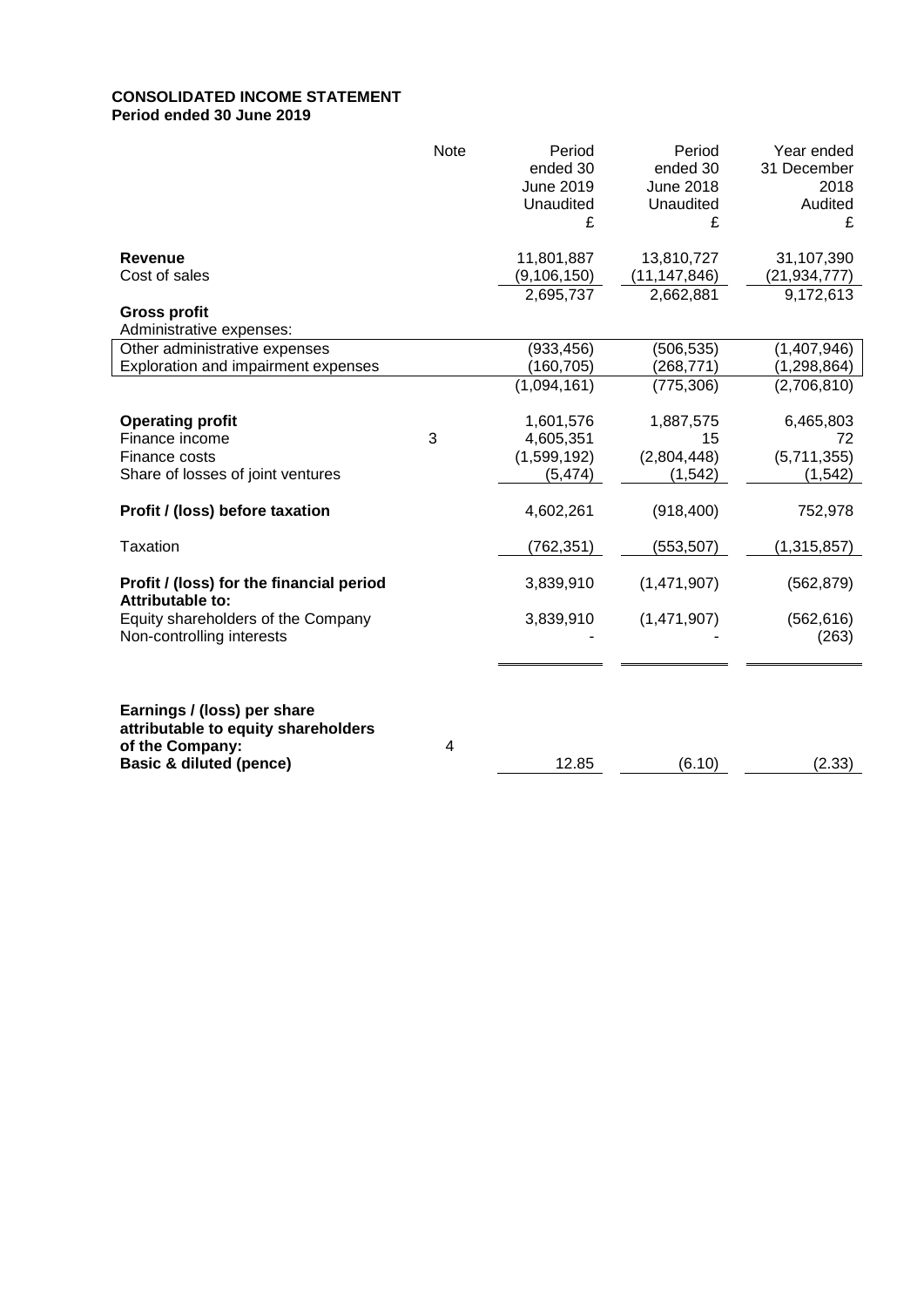**CONSOLIDATED INCOME STATEMENT**
**Period ended 30 June 2019**

| | Note | Period ended 30 June 2019 Unaudited £ | Period ended 30 June 2018 Unaudited £ | Year ended 31 December 2018 Audited £ |
|---|---|---|---|---|
| **Revenue** | | 11,801,887 | 13,810,727 | 31,107,390 |
| Cost of sales | | (9,106,150) | (11,147,846) | (21,934,777) |
| **Gross profit** | | 2,695,737 | 2,662,881 | 9,172,613 |
| Administrative expenses: | | | | |
| Other administrative expenses | | (933,456) | (506,535) | (1,407,946) |
| Exploration and impairment expenses | | (160,705) | (268,771) | (1,298,864) |
| | | (1,094,161) | (775,306) | (2,706,810) |
| **Operating profit** | | 1,601,576 | 1,887,575 | 6,465,803 |
| Finance income | 3 | 4,605,351 | 15 | 72 |
| Finance costs | | (1,599,192) | (2,804,448) | (5,711,355) |
| Share of losses of joint ventures | | (5,474) | (1,542) | (1,542) |
| **Profit / (loss) before taxation** | | 4,602,261 | (918,400) | 752,978 |
| Taxation | | (762,351) | (553,507) | (1,315,857) |
| **Profit / (loss) for the financial period** | | 3,839,910 | (1,471,907) | (562,879) |
| **Attributable to:** | | | | |
| Equity shareholders of the Company | | 3,839,910 | (1,471,907) | (562,616) |
| Non-controlling interests | | - | - | (263) |
| **Earnings / (loss) per share attributable to equity shareholders of the Company:** | 4 | | | |
| **Basic & diluted (pence)** | | 12.85 | (6.10) | (2.33) |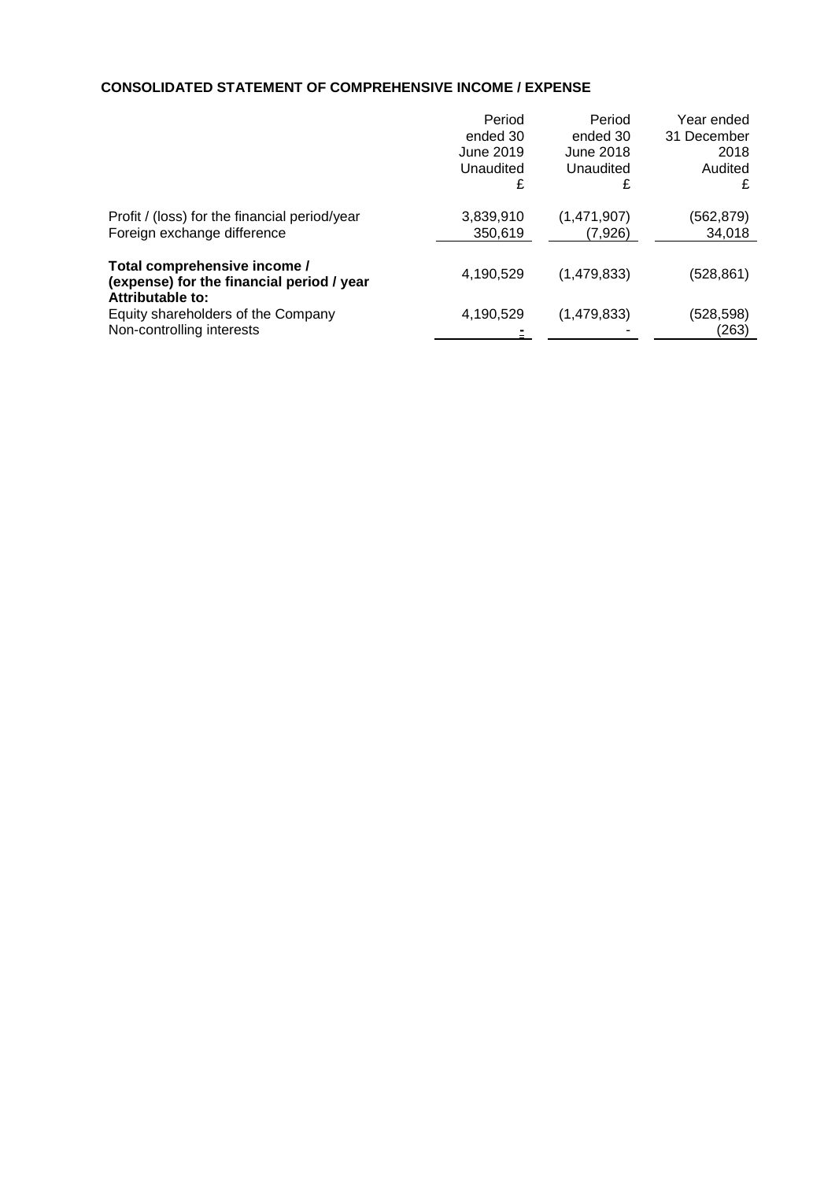**CONSOLIDATED STATEMENT OF COMPREHENSIVE INCOME / EXPENSE**

| | Period ended 30 June 2019 Unaudited £ | Period ended 30 June 2018 Unaudited £ | Year ended 31 December 2018 Audited £ |
|---|---|---|---|
| Profit / (loss) for the financial period/year | 3,839,910 | (1,471,907) | (562,879) |
| Foreign exchange difference | 350,619 | (7,926) | 34,018 |
| **Total comprehensive income / (expense) for the financial period / year** | 4,190,529 | (1,479,833) | (528,861) |
| **Attributable to:** | | | |
| Equity shareholders of the Company | 4,190,529 | (1,479,833) | (528,598) |
| Non-controlling interests | - | - | (263) |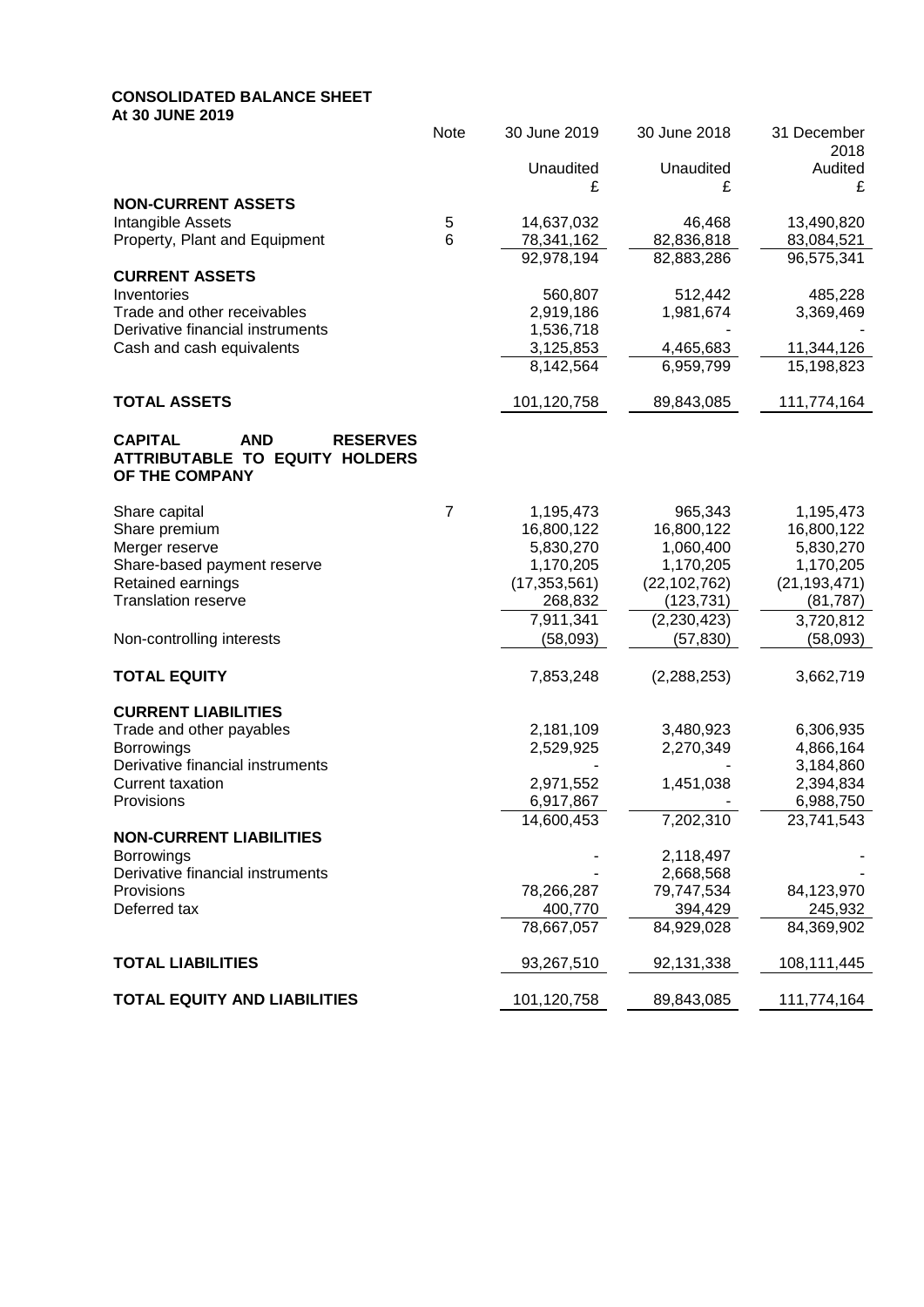# CONSOLIDATED BALANCE SHEET

**At 30 JUNE 2019**

| | Note | 30 June 2019 | 30 June 2018 | 31 December 2018 |
|---|---|---|---|---|
| | | Unaudited | Unaudited | Audited |
| | | £ | £ | £ |
| **NON-CURRENT ASSETS** | | | | |
| Intangible Assets | 5 | 14,637,032 | 46,468 | 13,490,820 |
| Property, Plant and Equipment | 6 | 78,341,162 | 82,836,818 | 83,084,521 |
| | | 92,978,194 | 82,883,286 | 96,575,341 |
| **CURRENT ASSETS** | | | | |
| Inventories | | 560,807 | 512,442 | 485,228 |
| Trade and other receivables | | 2,919,186 | 1,981,674 | 3,369,469 |
| Derivative financial instruments | | 1,536,718 | - | - |
| Cash and cash equivalents | | 3,125,853 | 4,465,683 | 11,344,126 |
| | | 8,142,564 | 6,959,799 | 15,198,823 |
| **TOTAL ASSETS** | | 101,120,758 | 89,843,085 | 111,774,164 |
| **CAPITAL AND RESERVES ATTRIBUTABLE TO EQUITY HOLDERS OF THE COMPANY** | | | | |
| Share capital | 7 | 1,195,473 | 965,343 | 1,195,473 |
| Share premium | | 16,800,122 | 16,800,122 | 16,800,122 |
| Merger reserve | | 5,830,270 | 1,060,400 | 5,830,270 |
| Share-based payment reserve | | 1,170,205 | 1,170,205 | 1,170,205 |
| Retained earnings | | (17,353,561) | (22,102,762) | (21,193,471) |
| Translation reserve | | 268,832 | (123,731) | (81,787) |
| | | 7,911,341 | (2,230,423) | 3,720,812 |
| Non-controlling interests | | (58,093) | (57,830) | (58,093) |
| **TOTAL EQUITY** | | 7,853,248 | (2,288,253) | 3,662,719 |
| **CURRENT LIABILITIES** | | | | |
| Trade and other payables | | 2,181,109 | 3,480,923 | 6,306,935 |
| Borrowings | | 2,529,925 | 2,270,349 | 4,866,164 |
| Derivative financial instruments | | - | - | 3,184,860 |
| Current taxation | | 2,971,552 | 1,451,038 | 2,394,834 |
| Provisions | | 6,917,867 | - | 6,988,750 |
| | | 14,600,453 | 7,202,310 | 23,741,543 |
| **NON-CURRENT LIABILITIES** | | | | |
| Borrowings | | - | 2,118,497 | - |
| Derivative financial instruments | | - | 2,668,568 | - |
| Provisions | | 78,266,287 | 79,747,534 | 84,123,970 |
| Deferred tax | | 400,770 | 394,429 | 245,932 |
| | | 78,667,057 | 84,929,028 | 84,369,902 |
| **TOTAL LIABILITIES** | | 93,267,510 | 92,131,338 | 108,111,445 |
| **TOTAL EQUITY AND LIABILITIES** | | 101,120,758 | 89,843,085 | 111,774,164 |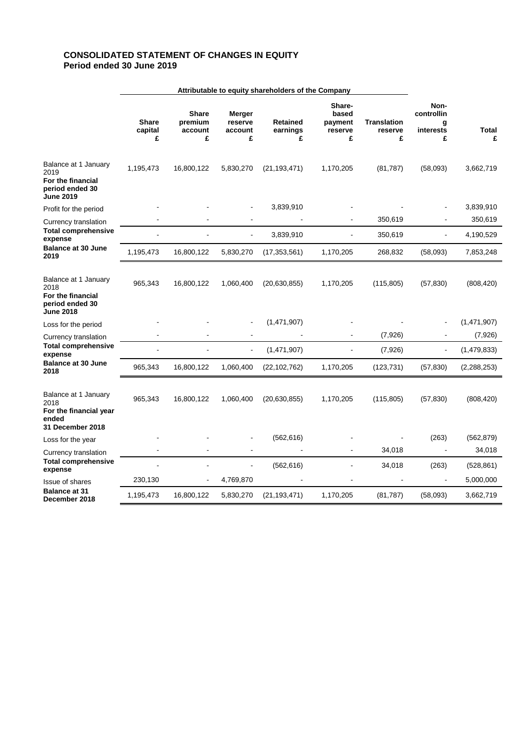# CONSOLIDATED STATEMENT OF CHANGES IN EQUITY
## Period ended 30 June 2019

| | Attributable to equity shareholders of the Company | | | | | | | |
|---|---|---|---|---|---|---|---|---|
| | Share capital £ | Share premium account £ | Merger reserve account £ | Retained earnings £ | Share-based payment reserve £ | Translation reserve £ | Non-controlling interests £ | Total £ |
| Balance at 1 January 2019 | 1,195,473 | 16,800,122 | 5,830,270 | (21,193,471) | 1,170,205 | (81,787) | (58,093) | 3,662,719 |
| **For the financial period ended 30 June 2019** | | | | | | | | |
| Profit for the period | - | - | - | 3,839,910 | - | - | - | 3,839,910 |
| Currency translation | - | - | - | - | - | 350,619 | - | 350,619 |
| **Total comprehensive expense** | - | - | - | 3,839,910 | - | 350,619 | - | 4,190,529 |
| **Balance at 30 June 2019** | 1,195,473 | 16,800,122 | 5,830,270 | (17,353,561) | 1,170,205 | 268,832 | (58,093) | 7,853,248 |
| | | | | | | | | |
| Balance at 1 January 2018 | 965,343 | 16,800,122 | 1,060,400 | (20,630,855) | 1,170,205 | (115,805) | (57,830) | (808,420) |
| **For the financial period ended 30 June 2018** | | | | | | | | |
| Loss for the period | - | - | - | (1,471,907) | - | - | - | (1,471,907) |
| Currency translation | - | - | - | - | - | (7,926) | - | (7,926) |
| **Total comprehensive expense** | - | - | - | (1,471,907) | - | (7,926) | - | (1,479,833) |
| **Balance at 30 June 2018** | 965,343 | 16,800,122 | 1,060,400 | (22,102,762) | 1,170,205 | (123,731) | (57,830) | (2,288,253) |
| | | | | | | | | |
| Balance at 1 January 2018 | 965,343 | 16,800,122 | 1,060,400 | (20,630,855) | 1,170,205 | (115,805) | (57,830) | (808,420) |
| **For the financial year ended 31 December 2018** | | | | | | | | |
| Loss for the year | - | - | - | (562,616) | - | - | (263) | (562,879) |
| Currency translation | - | - | - | - | - | 34,018 | - | 34,018 |
| **Total comprehensive expense** | - | - | - | (562,616) | - | 34,018 | (263) | (528,861) |
| Issue of shares | 230,130 | - | 4,769,870 | - | - | - | - | 5,000,000 |
| **Balance at 31 December 2018** | 1,195,473 | 16,800,122 | 5,830,270 | (21,193,471) | 1,170,205 | (81,787) | (58,093) | 3,662,719 |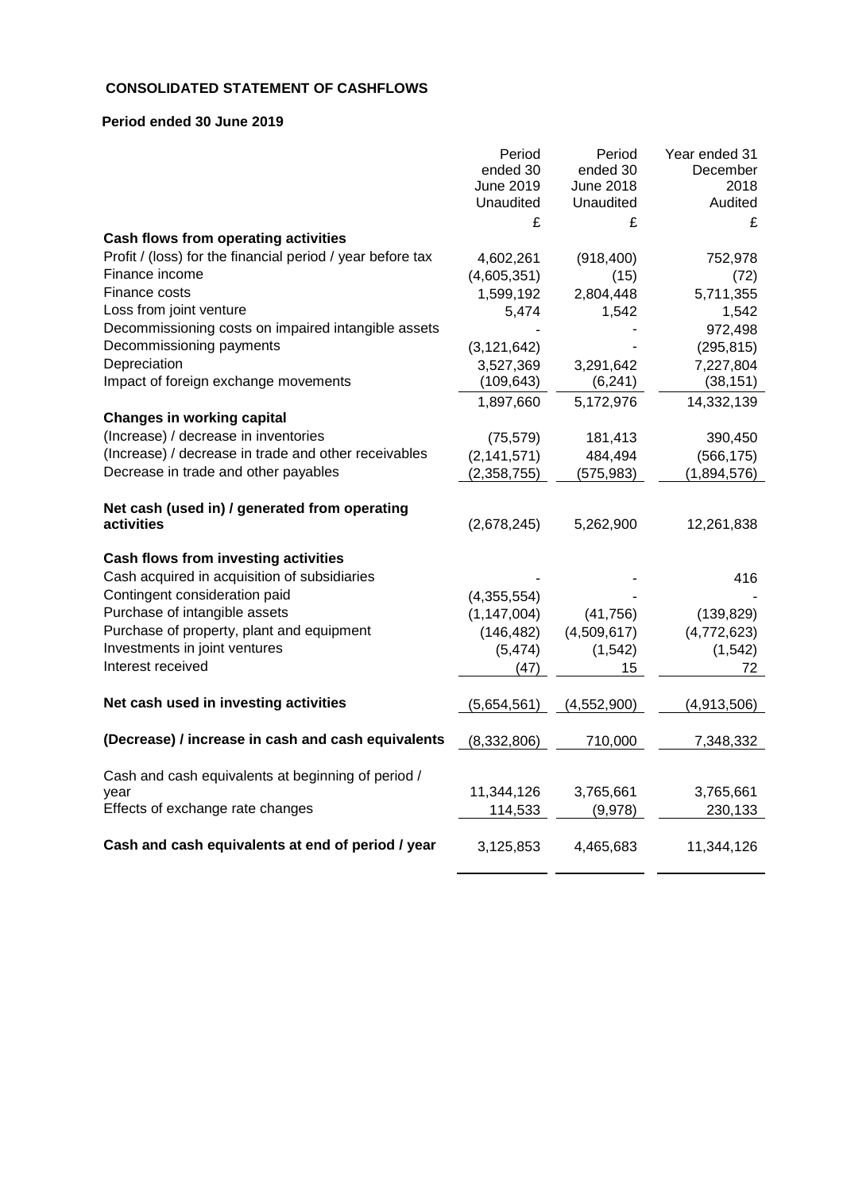**CONSOLIDATED STATEMENT OF CASHFLOWS**

**Period ended 30 June 2019**

| | Period ended 30 June 2019 Unaudited | Period ended 30 June 2018 Unaudited | Year ended 31 December 2018 Audited |
|---|---|---|---|
| | £ | £ | £ |
| **Cash flows from operating activities** | | | |
| Profit / (loss) for the financial period / year before tax | 4,602,261 | (918,400) | 752,978 |
| Finance income | (4,605,351) | (15) | (72) |
| Finance costs | 1,599,192 | 2,804,448 | 5,711,355 |
| Loss from joint venture | 5,474 | 1,542 | 1,542 |
| Decommissioning costs on impaired intangible assets | - | - | 972,498 |
| Decommissioning payments | (3,121,642) | - | (295,815) |
| Depreciation | 3,527,369 | 3,291,642 | 7,227,804 |
| Impact of foreign exchange movements | (109,643) | (6,241) | (38,151) |
| | 1,897,660 | 5,172,976 | 14,332,139 |
| **Changes in working capital** | | | |
| (Increase) / decrease in inventories | (75,579) | 181,413 | 390,450 |
| (Increase) / decrease in trade and other receivables | (2,141,571) | 484,494 | (566,175) |
| Decrease in trade and other payables | (2,358,755) | (575,983) | (1,894,576) |
| **Net cash (used in) / generated from operating activities** | (2,678,245) | 5,262,900 | 12,261,838 |
| **Cash flows from investing activities** | | | |
| Cash acquired in acquisition of subsidiaries | - | - | 416 |
| Contingent consideration paid | (4,355,554) | | - |
| Purchase of intangible assets | (1,147,004) | (41,756) | (139,829) |
| Purchase of property, plant and equipment | (146,482) | (4,509,617) | (4,772,623) |
| Investments in joint ventures | (5,474) | (1,542) | (1,542) |
| Interest received | (47) | 15 | 72 |
| **Net cash used in investing activities** | (5,654,561) | (4,552,900) | (4,913,506) |
| **(Decrease) / increase in cash and cash equivalents** | (8,332,806) | 710,000 | 7,348,332 |
| Cash and cash equivalents at beginning of period / year | 11,344,126 | 3,765,661 | 3,765,661 |
| Effects of exchange rate changes | 114,533 | (9,978) | 230,133 |
| **Cash and cash equivalents at end of period / year** | 3,125,853 | 4,465,683 | 11,344,126 |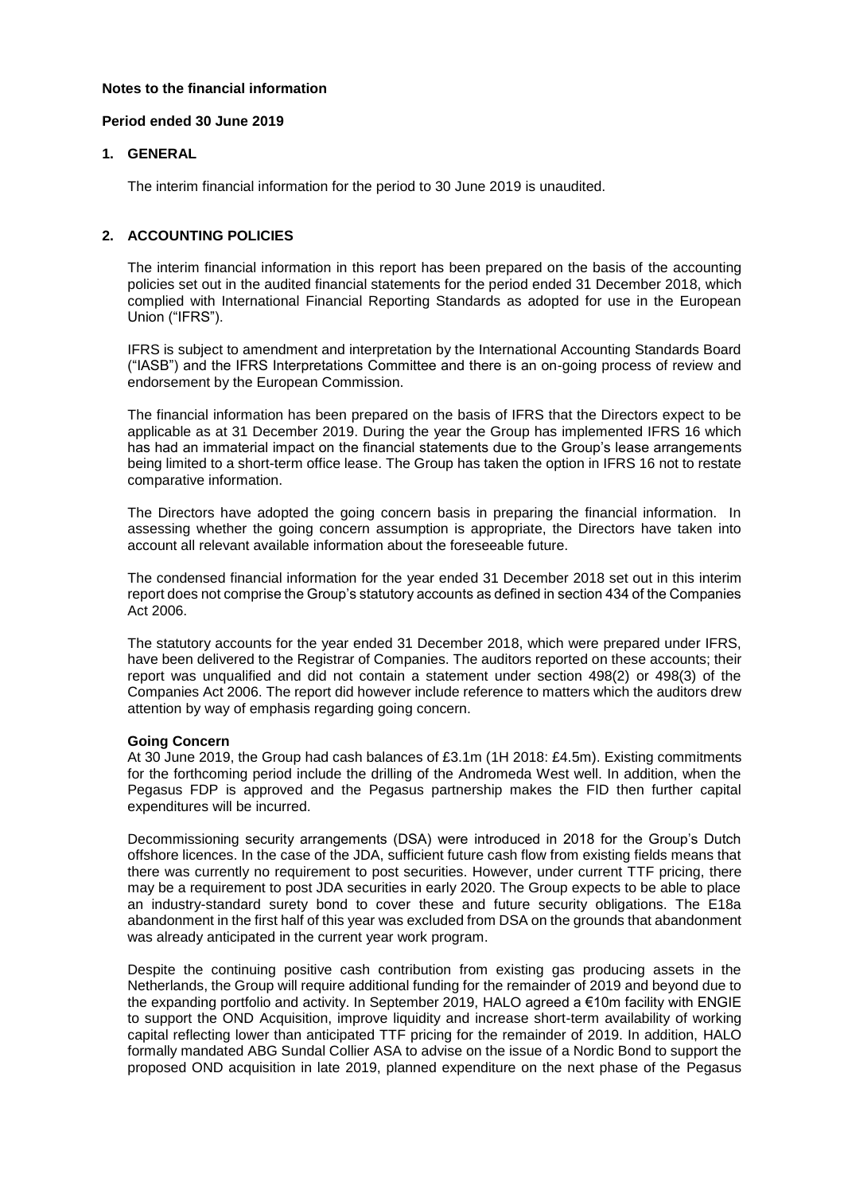**Notes to the financial information**

**Period ended 30 June 2019**

## 1. GENERAL

The interim financial information for the period to 30 June 2019 is unaudited.

## 2. ACCOUNTING POLICIES

The interim financial information in this report has been prepared on the basis of the accounting policies set out in the audited financial statements for the period ended 31 December 2018, which complied with International Financial Reporting Standards as adopted for use in the European Union ("IFRS").

IFRS is subject to amendment and interpretation by the International Accounting Standards Board ("IASB") and the IFRS Interpretations Committee and there is an on-going process of review and endorsement by the European Commission.

The financial information has been prepared on the basis of IFRS that the Directors expect to be applicable as at 31 December 2019. During the year the Group has implemented IFRS 16 which has had an immaterial impact on the financial statements due to the Group's lease arrangements being limited to a short-term office lease. The Group has taken the option in IFRS 16 not to restate comparative information.

The Directors have adopted the going concern basis in preparing the financial information. In assessing whether the going concern assumption is appropriate, the Directors have taken into account all relevant available information about the foreseeable future.

The condensed financial information for the year ended 31 December 2018 set out in this interim report does not comprise the Group's statutory accounts as defined in section 434 of the Companies Act 2006.

The statutory accounts for the year ended 31 December 2018, which were prepared under IFRS, have been delivered to the Registrar of Companies. The auditors reported on these accounts; their report was unqualified and did not contain a statement under section 498(2) or 498(3) of the Companies Act 2006. The report did however include reference to matters which the auditors drew attention by way of emphasis regarding going concern.

**Going Concern**

At 30 June 2019, the Group had cash balances of £3.1m (1H 2018: £4.5m). Existing commitments for the forthcoming period include the drilling of the Andromeda West well. In addition, when the Pegasus FDP is approved and the Pegasus partnership makes the FID then further capital expenditures will be incurred.

Decommissioning security arrangements (DSA) were introduced in 2018 for the Group's Dutch offshore licences. In the case of the JDA, sufficient future cash flow from existing fields means that there was currently no requirement to post securities. However, under current TTF pricing, there may be a requirement to post JDA securities in early 2020. The Group expects to be able to place an industry-standard surety bond to cover these and future security obligations. The E18a abandonment in the first half of this year was excluded from DSA on the grounds that abandonment was already anticipated in the current year work program.

Despite the continuing positive cash contribution from existing gas producing assets in the Netherlands, the Group will require additional funding for the remainder of 2019 and beyond due to the expanding portfolio and activity. In September 2019, HALO agreed a €10m facility with ENGIE to support the OND Acquisition, improve liquidity and increase short-term availability of working capital reflecting lower than anticipated TTF pricing for the remainder of 2019. In addition, HALO formally mandated ABG Sundal Collier ASA to advise on the issue of a Nordic Bond to support the proposed OND acquisition in late 2019, planned expenditure on the next phase of the Pegasus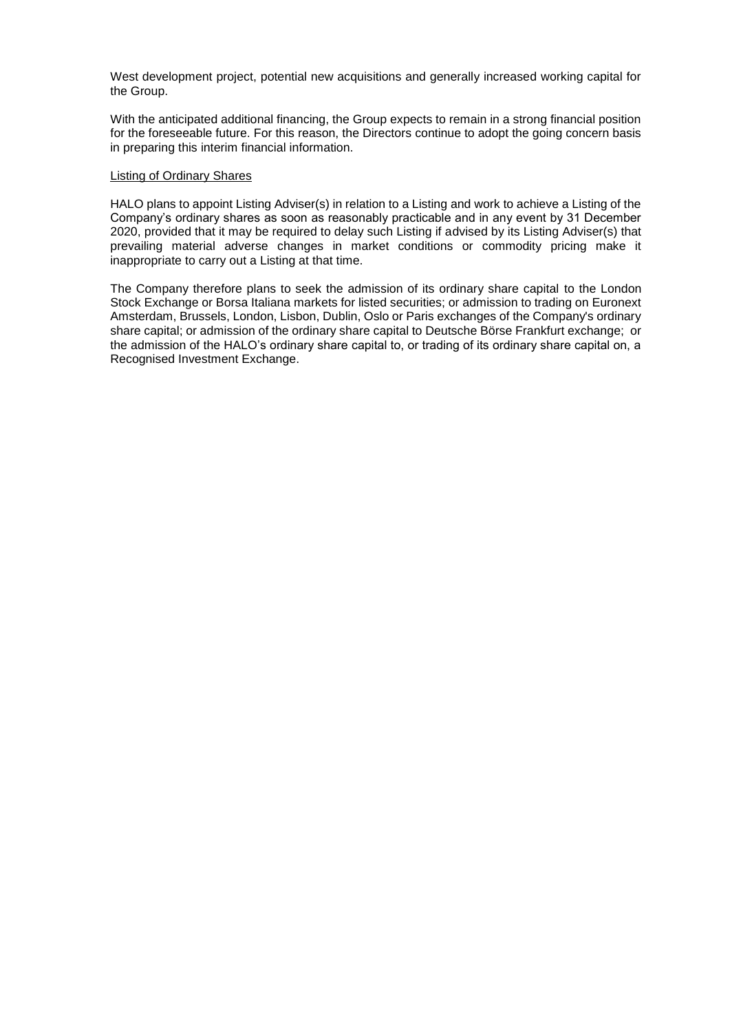West development project, potential new acquisitions and generally increased working capital for the Group.

With the anticipated additional financing, the Group expects to remain in a strong financial position for the foreseeable future. For this reason, the Directors continue to adopt the going concern basis in preparing this interim financial information.

Listing of Ordinary Shares

HALO plans to appoint Listing Adviser(s) in relation to a Listing and work to achieve a Listing of the Company's ordinary shares as soon as reasonably practicable and in any event by 31 December 2020, provided that it may be required to delay such Listing if advised by its Listing Adviser(s) that prevailing material adverse changes in market conditions or commodity pricing make it inappropriate to carry out a Listing at that time.

The Company therefore plans to seek the admission of its ordinary share capital to the London Stock Exchange or Borsa Italiana markets for listed securities; or admission to trading on Euronext Amsterdam, Brussels, London, Lisbon, Dublin, Oslo or Paris exchanges of the Company's ordinary share capital; or admission of the ordinary share capital to Deutsche Börse Frankfurt exchange; or the admission of the HALO's ordinary share capital to, or trading of its ordinary share capital on, a Recognised Investment Exchange.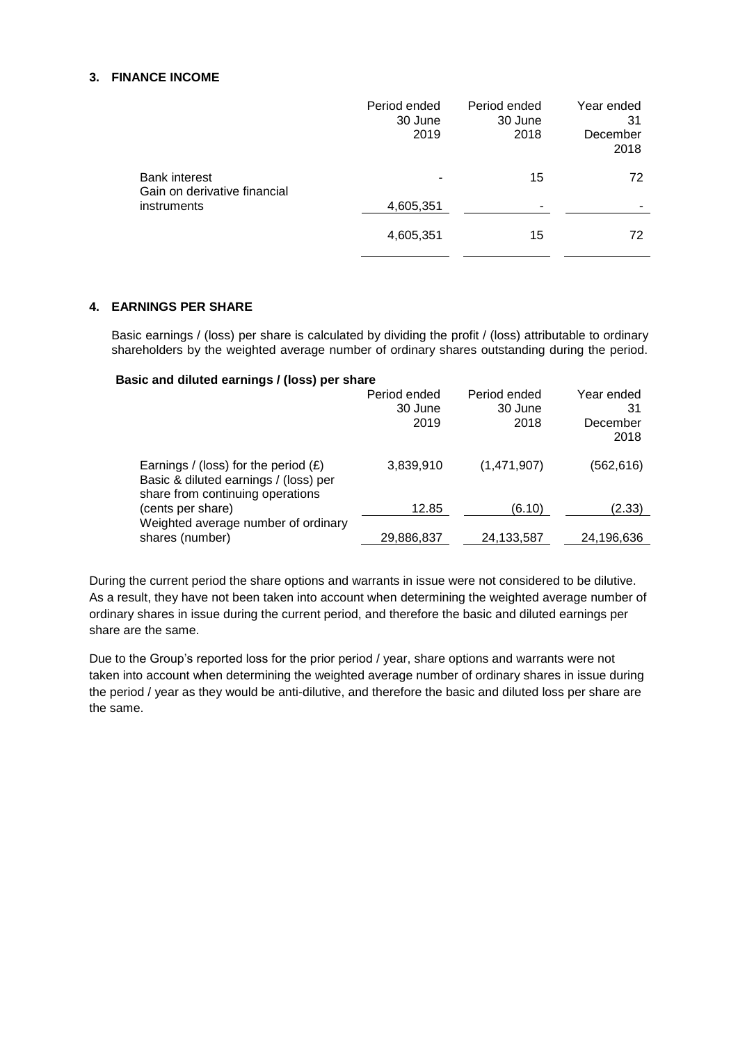## 3. FINANCE INCOME

| | Period ended 30 June 2019 | Period ended 30 June 2018 | Year ended 31 December 2018 |
|---|---|---|---|
| Bank interest | - | 15 | 72 |
| Gain on derivative financial instruments | 4,605,351 | - | - |
| | 4,605,351 | 15 | 72 |

## 4. EARNINGS PER SHARE

Basic earnings / (loss) per share is calculated by dividing the profit / (loss) attributable to ordinary shareholders by the weighted average number of ordinary shares outstanding during the period.

**Basic and diluted earnings / (loss) per share**

| | Period ended 30 June 2019 | Period ended 30 June 2018 | Year ended 31 December 2018 |
|---|---|---|---|
| Earnings / (loss) for the period (£) | 3,839,910 | (1,471,907) | (562,616) |
| Basic & diluted earnings / (loss) per share from continuing operations (cents per share) | 12.85 | (6.10) | (2.33) |
| Weighted average number of ordinary shares (number) | 29,886,837 | 24,133,587 | 24,196,636 |

During the current period the share options and warrants in issue were not considered to be dilutive. As a result, they have not been taken into account when determining the weighted average number of ordinary shares in issue during the current period, and therefore the basic and diluted earnings per share are the same.

Due to the Group's reported loss for the prior period / year, share options and warrants were not taken into account when determining the weighted average number of ordinary shares in issue during the period / year as they would be anti-dilutive, and therefore the basic and diluted loss per share are the same.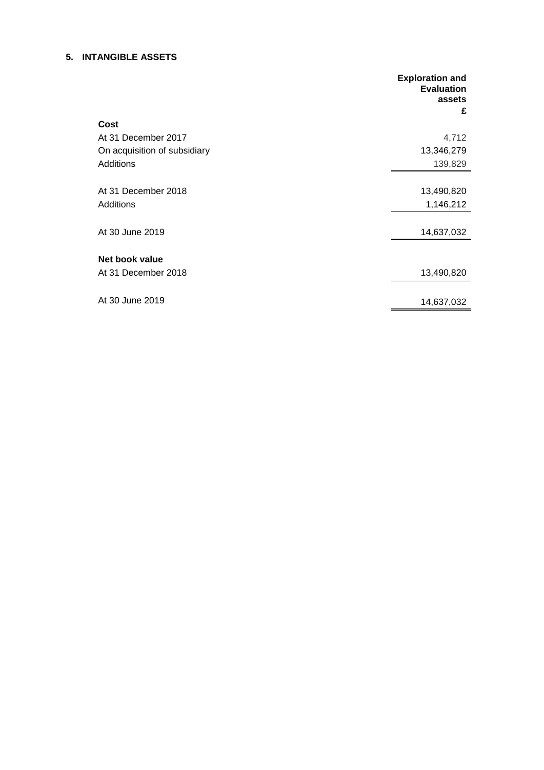## 5. INTANGIBLE ASSETS

| | Exploration and Evaluation assets £ |
|---|---|
| **Cost** | |
| At 31 December 2017 | 4,712 |
| On acquisition of subsidiary | 13,346,279 |
| Additions | 139,829 |
| At 31 December 2018 | 13,490,820 |
| Additions | 1,146,212 |
| At 30 June 2019 | 14,637,032 |
| **Net book value** | |
| At 31 December 2018 | 13,490,820 |
| At 30 June 2019 | 14,637,032 |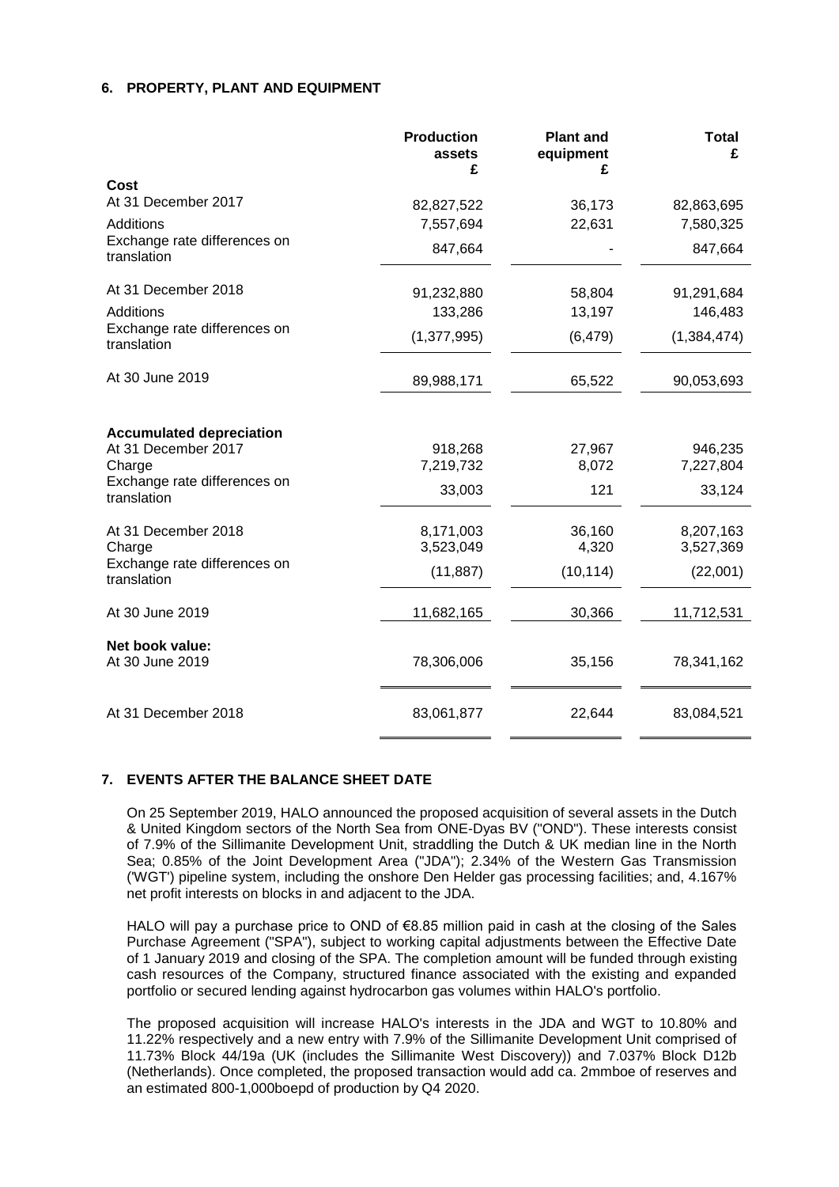## 6. PROPERTY, PLANT AND EQUIPMENT

| | Production assets £ | Plant and equipment £ | Total £ |
|---|---|---|---|
| **Cost** | | | |
| At 31 December 2017 | 82,827,522 | 36,173 | 82,863,695 |
| Additions | 7,557,694 | 22,631 | 7,580,325 |
| Exchange rate differences on translation | 847,664 | - | 847,664 |
| At 31 December 2018 | 91,232,880 | 58,804 | 91,291,684 |
| Additions | 133,286 | 13,197 | 146,483 |
| Exchange rate differences on translation | (1,377,995) | (6,479) | (1,384,474) |
| At 30 June 2019 | 89,988,171 | 65,522 | 90,053,693 |
| **Accumulated depreciation** | | | |
| At 31 December 2017 | 918,268 | 27,967 | 946,235 |
| Charge | 7,219,732 | 8,072 | 7,227,804 |
| Exchange rate differences on translation | 33,003 | 121 | 33,124 |
| At 31 December 2018 | 8,171,003 | 36,160 | 8,207,163 |
| Charge | 3,523,049 | 4,320 | 3,527,369 |
| Exchange rate differences on translation | (11,887) | (10,114) | (22,001) |
| At 30 June 2019 | 11,682,165 | 30,366 | 11,712,531 |
| **Net book value:** | | | |
| At 30 June 2019 | 78,306,006 | 35,156 | 78,341,162 |
| At 31 December 2018 | 83,061,877 | 22,644 | 83,084,521 |

## 7. EVENTS AFTER THE BALANCE SHEET DATE

On 25 September 2019, HALO announced the proposed acquisition of several assets in the Dutch & United Kingdom sectors of the North Sea from ONE-Dyas BV ("OND"). These interests consist of 7.9% of the Sillimanite Development Unit, straddling the Dutch & UK median line in the North Sea; 0.85% of the Joint Development Area ("JDA"); 2.34% of the Western Gas Transmission ('WGT') pipeline system, including the onshore Den Helder gas processing facilities; and, 4.167% net profit interests on blocks in and adjacent to the JDA.

HALO will pay a purchase price to OND of €8.85 million paid in cash at the closing of the Sales Purchase Agreement ("SPA"), subject to working capital adjustments between the Effective Date of 1 January 2019 and closing of the SPA. The completion amount will be funded through existing cash resources of the Company, structured finance associated with the existing and expanded portfolio or secured lending against hydrocarbon gas volumes within HALO's portfolio.

The proposed acquisition will increase HALO's interests in the JDA and WGT to 10.80% and 11.22% respectively and a new entry with 7.9% of the Sillimanite Development Unit comprised of 11.73% Block 44/19a (UK (includes the Sillimanite West Discovery)) and 7.037% Block D12b (Netherlands). Once completed, the proposed transaction would add ca. 2mmboe of reserves and an estimated 800-1,000boepd of production by Q4 2020.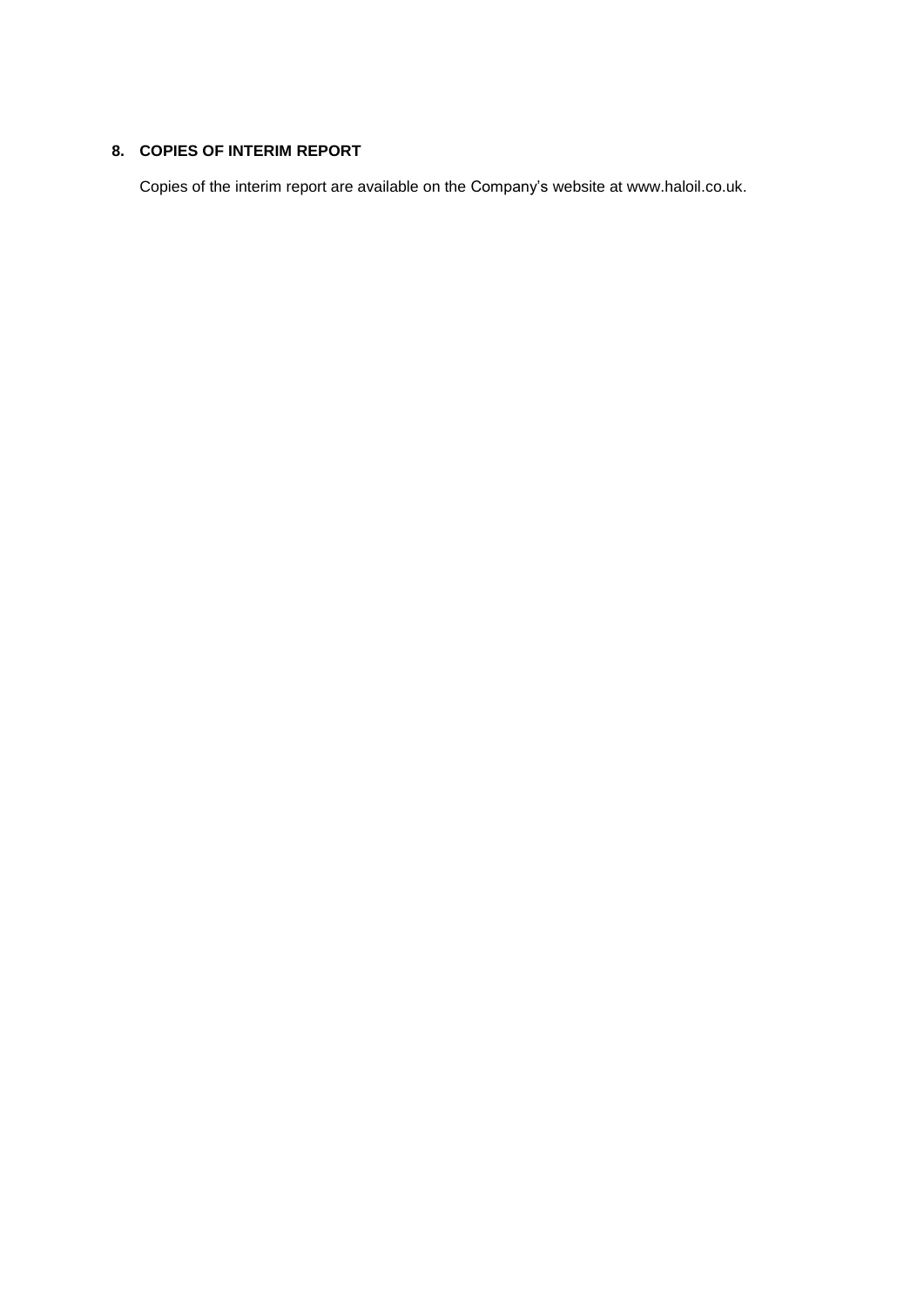## 8. COPIES OF INTERIM REPORT

Copies of the interim report are available on the Company's website at www.haloil.co.uk.